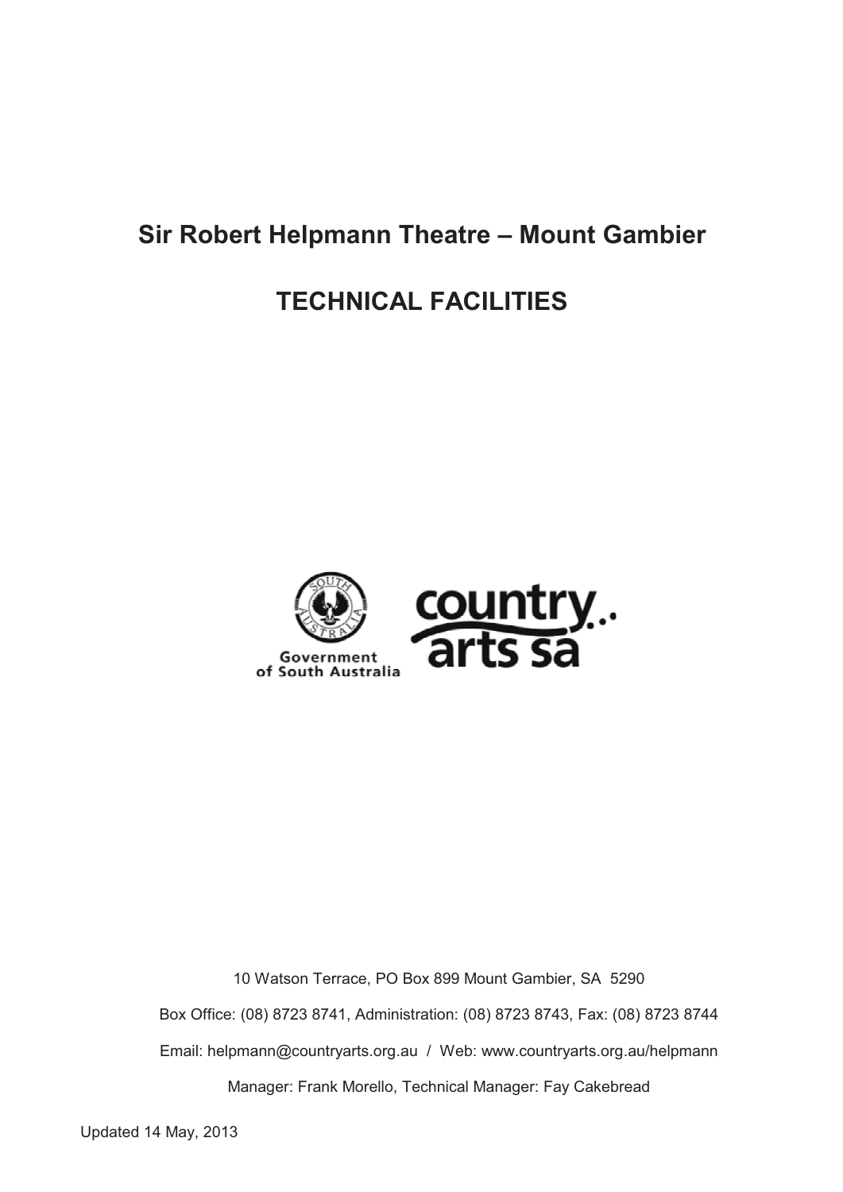# Sir Robert Helpmann Theatre – Mount Gambier

# TECHNICAL FACILITIES

Government of South Australia

country arts sa

10 Watson Terrace, PO Box 899 Mount Gambier, SA 5290

Box Office: (08) 8723 8741, Administration: (08) 8723 8743, Fax: (08) 8723 8744

Email: helpmann@countryarts.org.au / Web: www.countryarts.org.au/helpmann

Manager: Frank Morello, Technical Manager: Fay Cakebread

Updated 14 May, 2013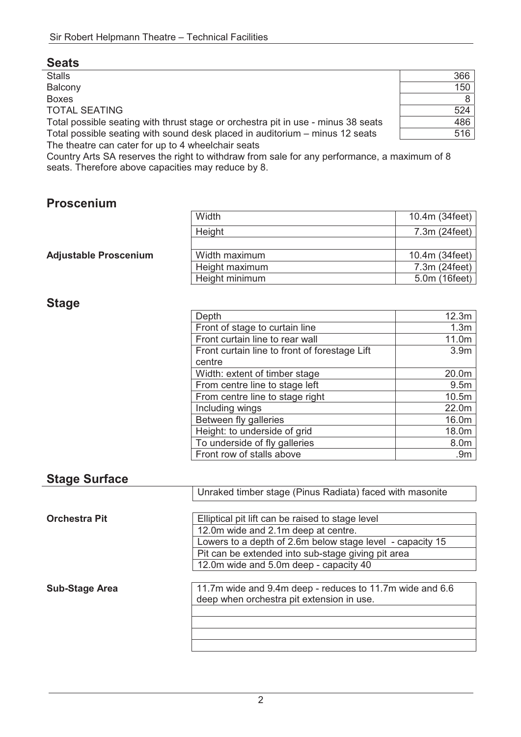## Seats

| | |
|---|---|
| Stalls | 366 |
| Balcony | 150 |
| Boxes | 8 |
| TOTAL SEATING | 524 |
| Total possible seating with thrust stage or orchestra pit in use - minus 38 seats | 486 |
| Total possible seating with sound desk placed in auditorium – minus 12 seats | 516 |

The theatre can cater for up to 4 wheelchair seats

Country Arts SA reserves the right to withdraw from sale for any performance, a maximum of 8 seats. Therefore above capacities may reduce by 8.

## Proscenium

| | |
|---|---|
| Width | 10.4m (34feet) |
| Height | 7.3m (24feet) |

**Adjustable Proscenium**

| | |
|---|---|
| Width maximum | 10.4m (34feet) |
| Height maximum | 7.3m (24feet) |
| Height minimum | 5.0m (16feet) |

## Stage

| | |
|---|---|
| Depth | 12.3m |
| Front of stage to curtain line | 1.3m |
| Front curtain line to rear wall | 11.0m |
| Front curtain line to front of forestage Lift centre | 3.9m |
| Width: extent of timber stage | 20.0m |
| From centre line to stage left | 9.5m |
| From centre line to stage right | 10.5m |
| Including wings | 22.0m |
| Between fly galleries | 16.0m |
| Height: to underside of grid | 18.0m |
| To underside of fly galleries | 8.0m |
| Front row of stalls above | .9m |

## Stage Surface

Unraked timber stage (Pinus Radiata) faced with masonite

**Orchestra Pit**

- Elliptical pit lift can be raised to stage level
- 12.0m wide and 2.1m deep at centre.
- Lowers to a depth of 2.6m below stage level - capacity 15
- Pit can be extended into sub-stage giving pit area
- 12.0m wide and 5.0m deep - capacity 40

**Sub-Stage Area**

11.7m wide and 9.4m deep - reduces to 11.7m wide and 6.6 deep when orchestra pit extension in use.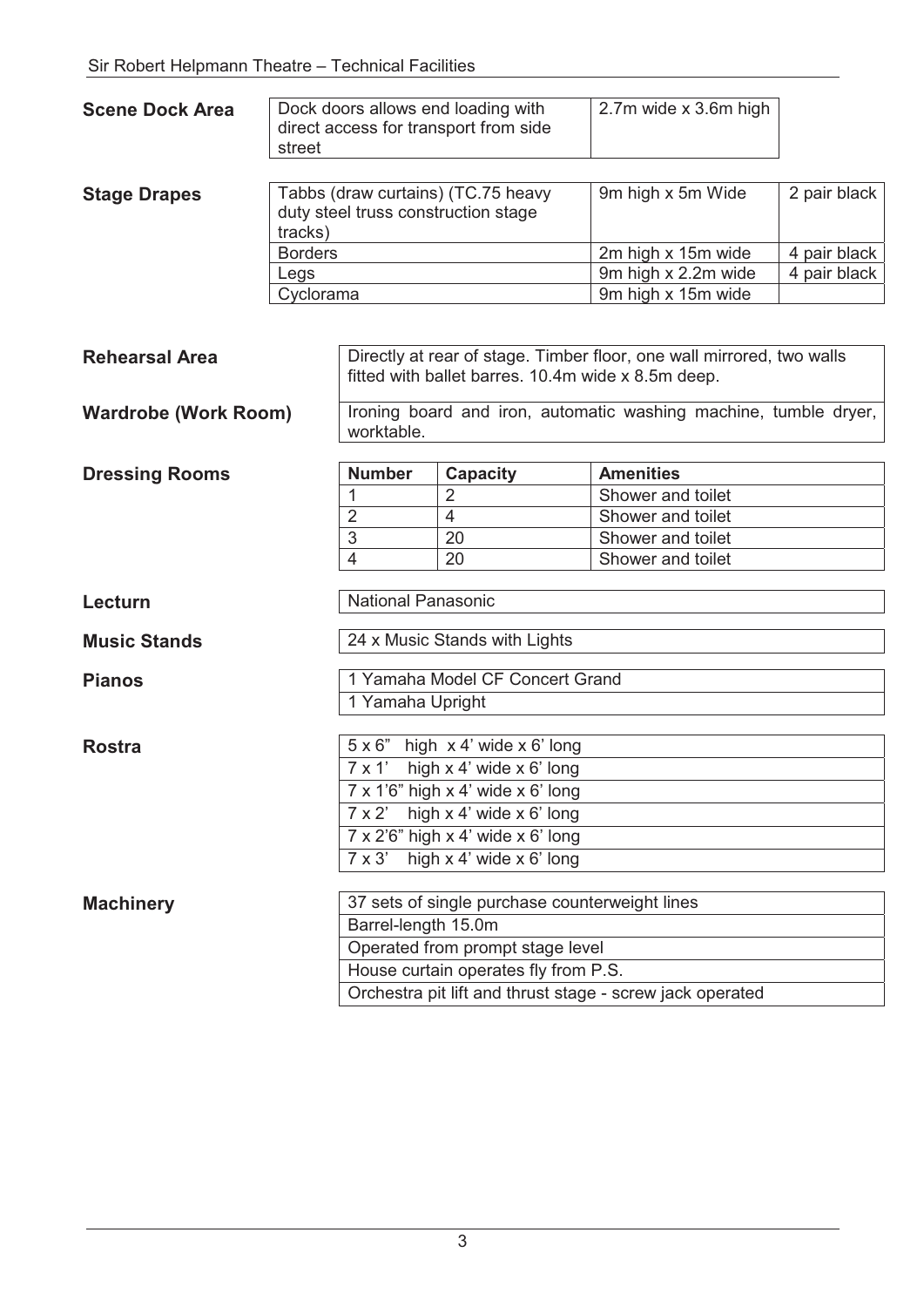**Scene Dock Area**

| Dock doors allows end loading with direct access for transport from side street | 2.7m wide x 3.6m high |
|---|---|

**Stage Drapes**

| Tabbs (draw curtains) (TC.75 heavy duty steel truss construction stage tracks) | 9m high x 5m Wide | 2 pair black |
|---|---|---|
| Borders | 2m high x 15m wide | 4 pair black |
| Legs | 9m high x 2.2m wide | 4 pair black |
| Cyclorama | 9m high x 15m wide | |

**Rehearsal Area**

Directly at rear of stage. Timber floor, one wall mirrored, two walls fitted with ballet barres. 10.4m wide x 8.5m deep.

**Wardrobe (Work Room)**

Ironing board and iron, automatic washing machine, tumble dryer, worktable.

**Dressing Rooms**

| Number | Capacity | Amenities |
|---|---|---|
| 1 | 2 | Shower and toilet |
| 2 | 4 | Shower and toilet |
| 3 | 20 | Shower and toilet |
| 4 | 20 | Shower and toilet |

**Lecturn**

National Panasonic

**Music Stands**

24 x Music Stands with Lights

**Pianos**

- 1 Yamaha Model CF Concert Grand
- 1 Yamaha Upright

**Rostra**

- 5 x 6" high x 4' wide x 6' long
- 7 x 1' high x 4' wide x 6' long
- 7 x 1'6" high x 4' wide x 6' long
- 7 x 2' high x 4' wide x 6' long
- 7 x 2'6" high x 4' wide x 6' long
- 7 x 3' high x 4' wide x 6' long

**Machinery**

- 37 sets of single purchase counterweight lines
- Barrel-length 15.0m
- Operated from prompt stage level
- House curtain operates fly from P.S.
- Orchestra pit lift and thrust stage - screw jack operated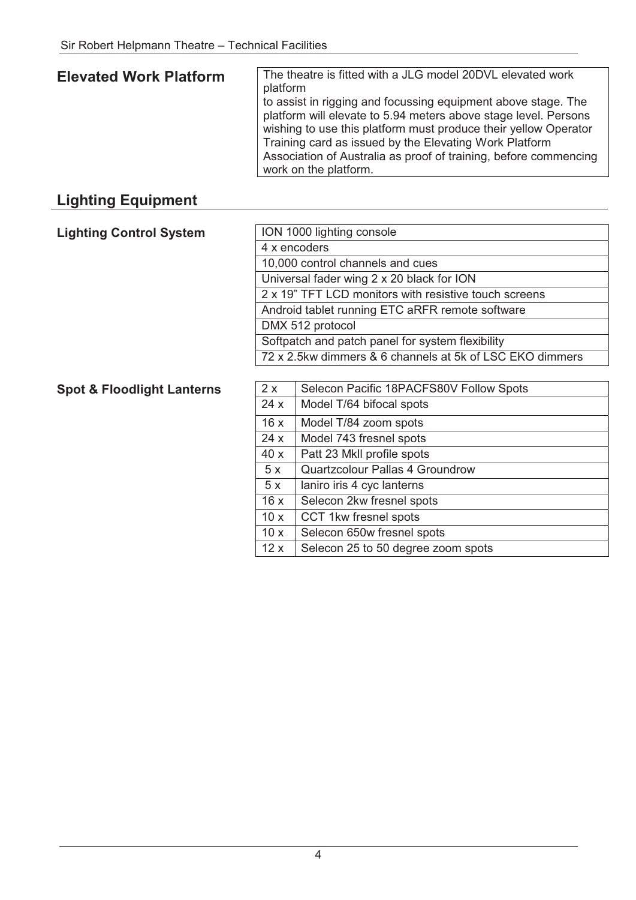## Elevated Work Platform

The theatre is fitted with a JLG model 20DVL elevated work platform
to assist in rigging and focussing equipment above stage. The platform will elevate to 5.94 meters above stage level. Persons wishing to use this platform must produce their yellow Operator Training card as issued by the Elevating Work Platform Association of Australia as proof of training, before commencing work on the platform.

## Lighting Equipment

### Lighting Control System

| ION 1000 lighting console |
|---|
| 4 x encoders |
| 10,000 control channels and cues |
| Universal fader wing 2 x 20 black for ION |
| 2 x 19" TFT LCD monitors with resistive touch screens |
| Android tablet running ETC aRFR remote software |
| DMX 512 protocol |
| Softpatch and patch panel for system flexibility |
| 72 x 2.5kw dimmers & 6 channels at 5k of LSC EKO dimmers |

### Spot & Floodlight Lanterns

| | |
|---|---|
| 2 x | Selecon Pacific 18PACFS80V Follow Spots |
| 24 x | Model T/64 bifocal spots |
| 16 x | Model T/84 zoom spots |
| 24 x | Model 743 fresnel spots |
| 40 x | Patt 23 MkII profile spots |
| 5 x | Quartzcolour Pallas 4 Groundrow |
| 5 x | Ianiro iris 4 cyc lanterns |
| 16 x | Selecon 2kw fresnel spots |
| 10 x | CCT 1kw fresnel spots |
| 10 x | Selecon 650w fresnel spots |
| 12 x | Selecon 25 to 50 degree zoom spots |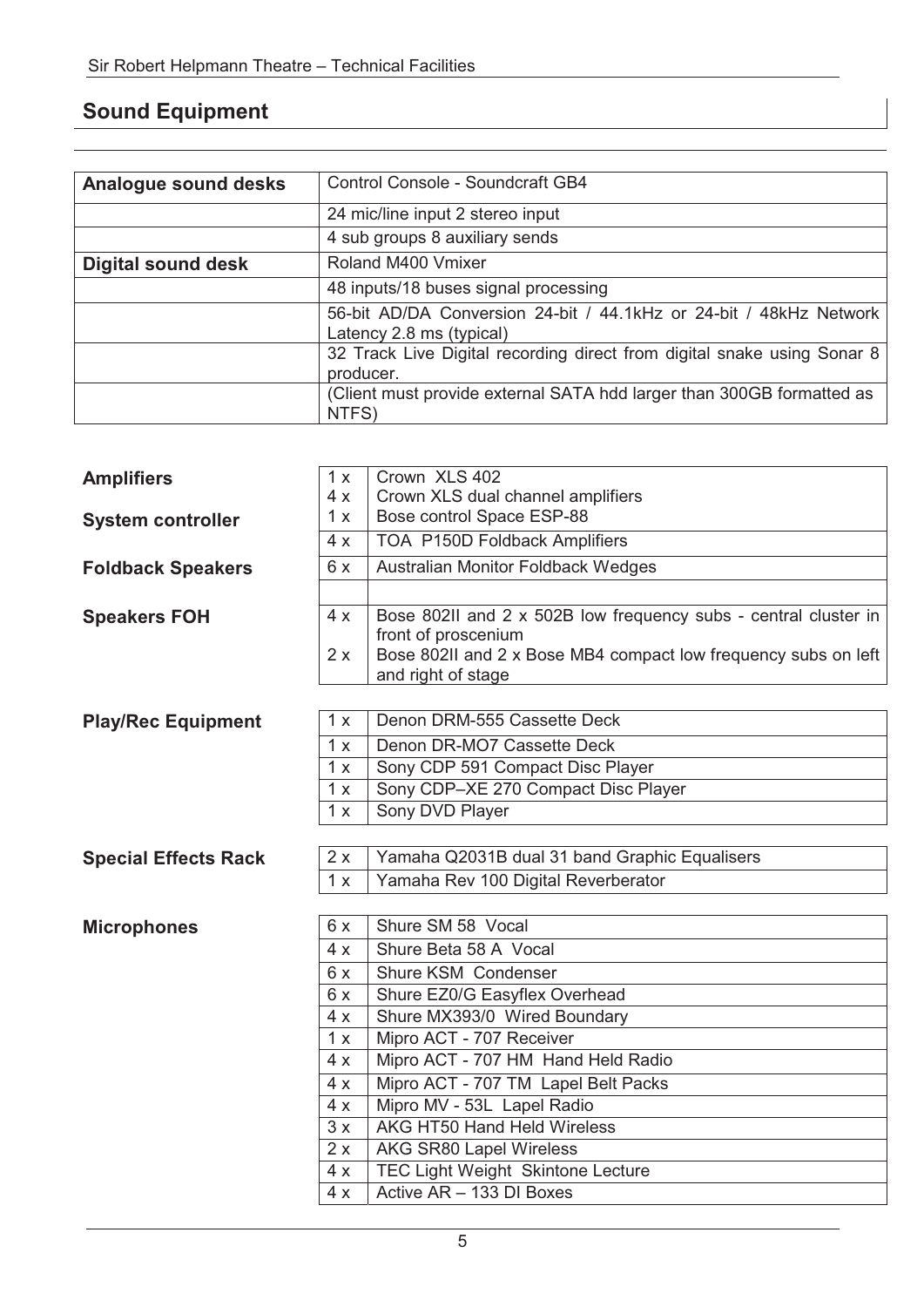## Sound Equipment

| Analogue sound desks | Control Console - Soundcraft GB4 |
|---|---|
| | 24 mic/line input 2 stereo input |
| | 4 sub groups 8 auxiliary sends |
| **Digital sound desk** | Roland M400 Vmixer |
| | 48 inputs/18 buses signal processing |
| | 56-bit AD/DA Conversion 24-bit / 44.1kHz or 24-bit / 48kHz Network Latency 2.8 ms (typical) |
| | 32 Track Live Digital recording direct from digital snake using Sonar 8 producer. |
| | (Client must provide external SATA hdd larger than 300GB formatted as NTFS) |

| | | |
|---|---|---|
| **Amplifiers** | 1 x | Crown XLS 402 |
| | 4 x | Crown XLS dual channel amplifiers |
| **System controller** | 1 x | Bose control Space ESP-88 |
| | 4 x | TOA P150D Foldback Amplifiers |
| **Foldback Speakers** | 6 x | Australian Monitor Foldback Wedges |
| | | |
| **Speakers FOH** | 4 x | Bose 802II and 2 x 502B low frequency subs - central cluster in front of proscenium |
| | 2 x | Bose 802II and 2 x Bose MB4 compact low frequency subs on left and right of stage |

| | | |
|---|---|---|
| **Play/Rec Equipment** | 1 x | Denon DRM-555 Cassette Deck |
| | 1 x | Denon DR-MO7 Cassette Deck |
| | 1 x | Sony CDP 591 Compact Disc Player |
| | 1 x | Sony CDP–XE 270 Compact Disc Player |
| | 1 x | Sony DVD Player |

| | | |
|---|---|---|
| **Special Effects Rack** | 2 x | Yamaha Q2031B dual 31 band Graphic Equalisers |
| | 1 x | Yamaha Rev 100 Digital Reverberator |

| | | |
|---|---|---|
| **Microphones** | 6 x | Shure SM 58 Vocal |
| | 4 x | Shure Beta 58 A Vocal |
| | 6 x | Shure KSM Condenser |
| | 6 x | Shure EZ0/G Easyflex Overhead |
| | 4 x | Shure MX393/0 Wired Boundary |
| | 1 x | Mipro ACT - 707 Receiver |
| | 4 x | Mipro ACT - 707 HM Hand Held Radio |
| | 4 x | Mipro ACT - 707 TM Lapel Belt Packs |
| | 4 x | Mipro MV - 53L Lapel Radio |
| | 3 x | AKG HT50 Hand Held Wireless |
| | 2 x | AKG SR80 Lapel Wireless |
| | 4 x | TEC Light Weight Skintone Lecture |
| | 4 x | Active AR – 133 DI Boxes |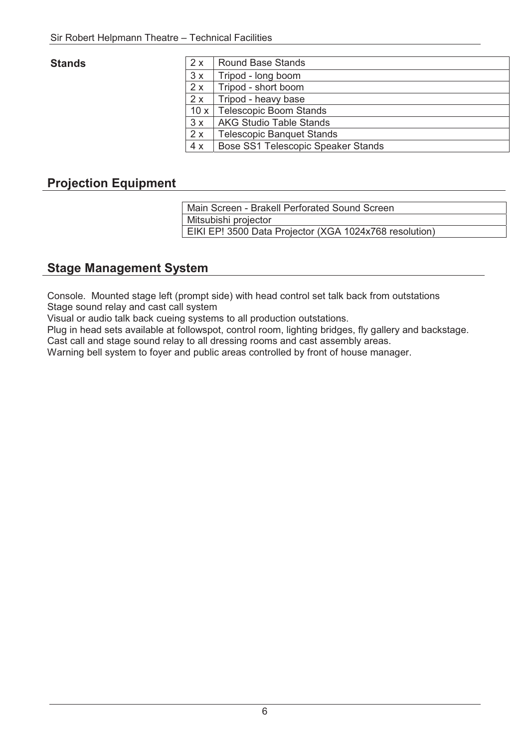**Stands**

| | |
|---|---|
| 2 x | Round Base Stands |
| 3 x | Tripod - long boom |
| 2 x | Tripod - short boom |
| 2 x | Tripod - heavy base |
| 10 x | Telescopic Boom Stands |
| 3 x | AKG Studio Table Stands |
| 2 x | Telescopic Banquet Stands |
| 4 x | Bose SS1 Telescopic Speaker Stands |

## Projection Equipment

| |
|---|
| Main Screen - Brakell Perforated Sound Screen |
| Mitsubishi projector |
| EIKI EP! 3500 Data Projector (XGA 1024x768 resolution) |

## Stage Management System

Console. Mounted stage left (prompt side) with head control set talk back from outstations
Stage sound relay and cast call system
Visual or audio talk back cueing systems to all production outstations.
Plug in head sets available at followspot, control room, lighting bridges, fly gallery and backstage.
Cast call and stage sound relay to all dressing rooms and cast assembly areas.
Warning bell system to foyer and public areas controlled by front of house manager.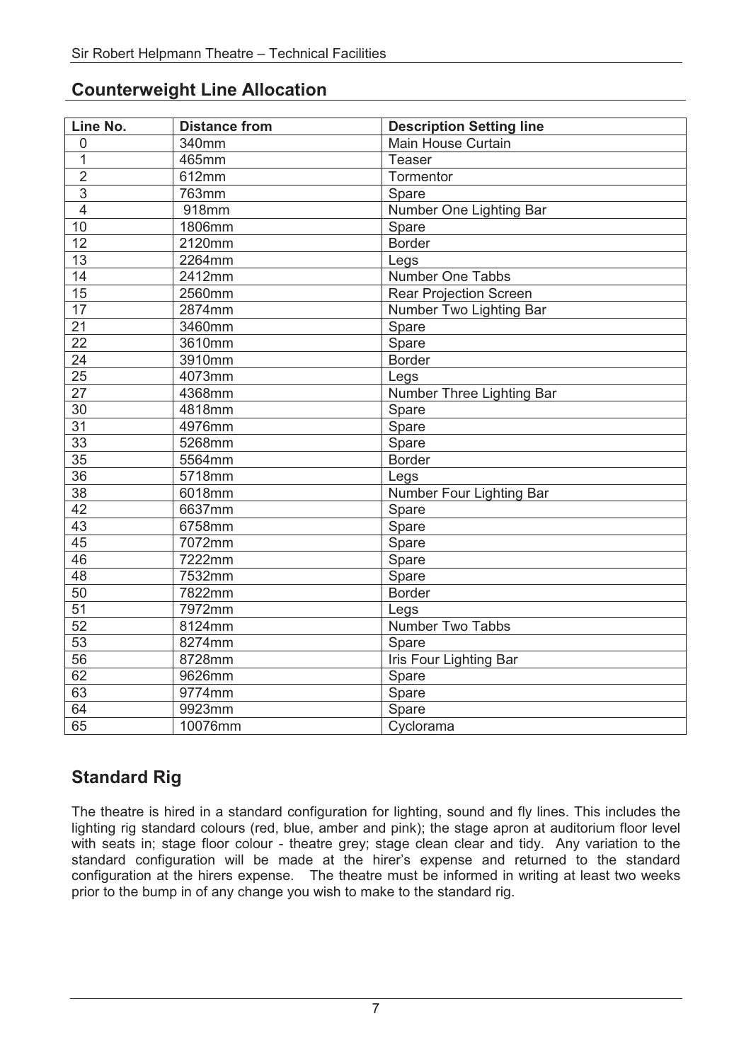## Counterweight Line Allocation

| Line No. | Distance from | Description Setting line |
|---|---|---|
| 0 | 340mm | Main House Curtain |
| 1 | 465mm | Teaser |
| 2 | 612mm | Tormentor |
| 3 | 763mm | Spare |
| 4 | 918mm | Number One Lighting Bar |
| 10 | 1806mm | Spare |
| 12 | 2120mm | Border |
| 13 | 2264mm | Legs |
| 14 | 2412mm | Number One Tabbs |
| 15 | 2560mm | Rear Projection Screen |
| 17 | 2874mm | Number Two Lighting Bar |
| 21 | 3460mm | Spare |
| 22 | 3610mm | Spare |
| 24 | 3910mm | Border |
| 25 | 4073mm | Legs |
| 27 | 4368mm | Number Three Lighting Bar |
| 30 | 4818mm | Spare |
| 31 | 4976mm | Spare |
| 33 | 5268mm | Spare |
| 35 | 5564mm | Border |
| 36 | 5718mm | Legs |
| 38 | 6018mm | Number Four Lighting Bar |
| 42 | 6637mm | Spare |
| 43 | 6758mm | Spare |
| 45 | 7072mm | Spare |
| 46 | 7222mm | Spare |
| 48 | 7532mm | Spare |
| 50 | 7822mm | Border |
| 51 | 7972mm | Legs |
| 52 | 8124mm | Number Two Tabbs |
| 53 | 8274mm | Spare |
| 56 | 8728mm | Iris Four Lighting Bar |
| 62 | 9626mm | Spare |
| 63 | 9774mm | Spare |
| 64 | 9923mm | Spare |
| 65 | 10076mm | Cyclorama |

## Standard Rig

The theatre is hired in a standard configuration for lighting, sound and fly lines. This includes the lighting rig standard colours (red, blue, amber and pink); the stage apron at auditorium floor level with seats in; stage floor colour - theatre grey; stage clean clear and tidy. Any variation to the standard configuration will be made at the hirer's expense and returned to the standard configuration at the hirers expense. The theatre must be informed in writing at least two weeks prior to the bump in of any change you wish to make to the standard rig.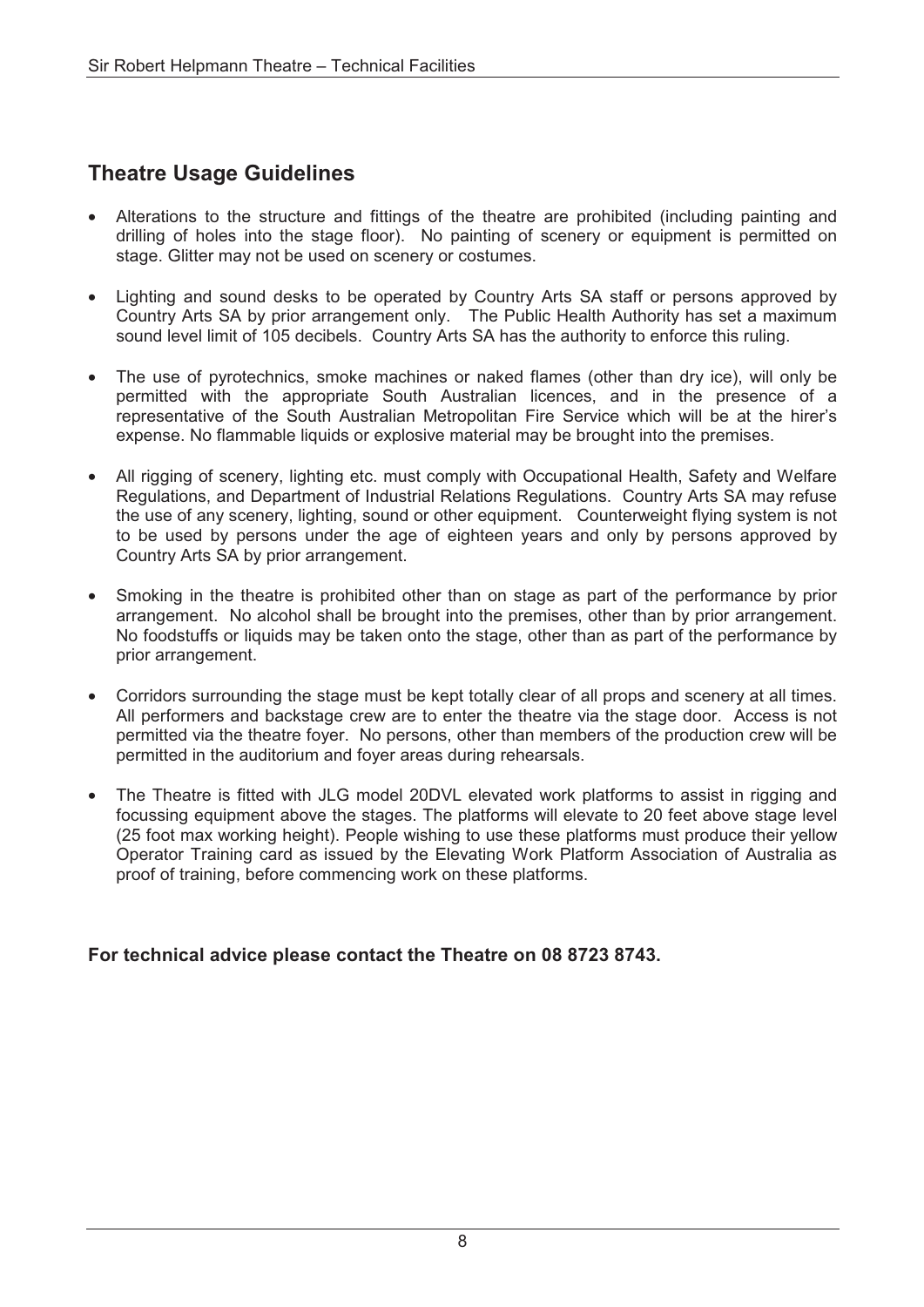## Theatre Usage Guidelines

- Alterations to the structure and fittings of the theatre are prohibited (including painting and drilling of holes into the stage floor). No painting of scenery or equipment is permitted on stage. Glitter may not be used on scenery or costumes.
- Lighting and sound desks to be operated by Country Arts SA staff or persons approved by Country Arts SA by prior arrangement only. The Public Health Authority has set a maximum sound level limit of 105 decibels. Country Arts SA has the authority to enforce this ruling.
- The use of pyrotechnics, smoke machines or naked flames (other than dry ice), will only be permitted with the appropriate South Australian licences, and in the presence of a representative of the South Australian Metropolitan Fire Service which will be at the hirer's expense. No flammable liquids or explosive material may be brought into the premises.
- All rigging of scenery, lighting etc. must comply with Occupational Health, Safety and Welfare Regulations, and Department of Industrial Relations Regulations. Country Arts SA may refuse the use of any scenery, lighting, sound or other equipment. Counterweight flying system is not to be used by persons under the age of eighteen years and only by persons approved by Country Arts SA by prior arrangement.
- Smoking in the theatre is prohibited other than on stage as part of the performance by prior arrangement. No alcohol shall be brought into the premises, other than by prior arrangement. No foodstuffs or liquids may be taken onto the stage, other than as part of the performance by prior arrangement.
- Corridors surrounding the stage must be kept totally clear of all props and scenery at all times. All performers and backstage crew are to enter the theatre via the stage door. Access is not permitted via the theatre foyer. No persons, other than members of the production crew will be permitted in the auditorium and foyer areas during rehearsals.
- The Theatre is fitted with JLG model 20DVL elevated work platforms to assist in rigging and focussing equipment above the stages. The platforms will elevate to 20 feet above stage level (25 foot max working height). People wishing to use these platforms must produce their yellow Operator Training card as issued by the Elevating Work Platform Association of Australia as proof of training, before commencing work on these platforms.

**For technical advice please contact the Theatre on 08 8723 8743.**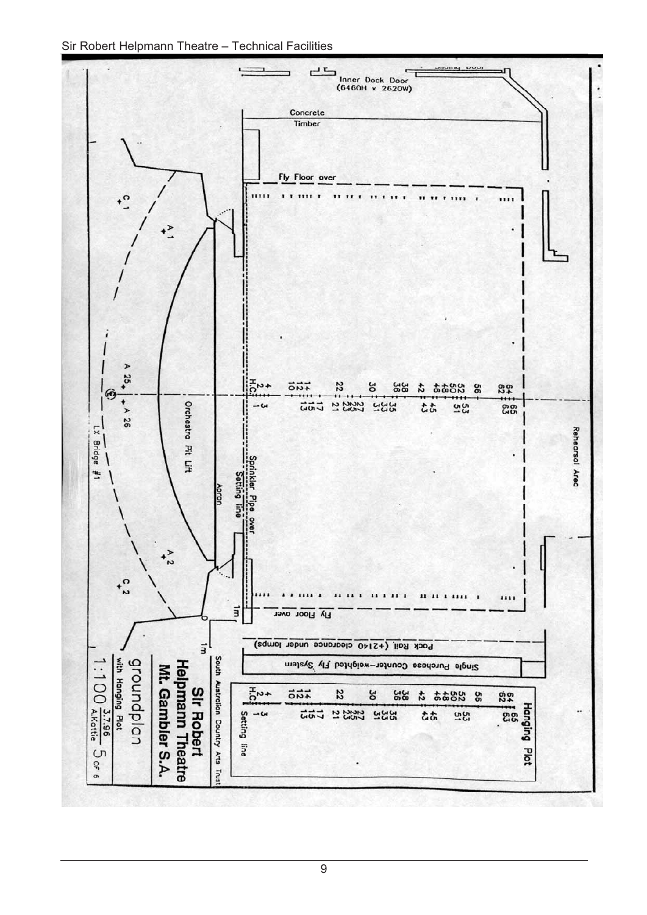Inner Dock Door (6460H x 2620W)

Concrete

Timber

Fly Floor over

Rehearsal Area

Orchestra Pit Lift

Apron

Sprinkler Pipe over

Setting line

LX Bridge #1

Fly Floor over

Pack Rail (+2140 clearance under lamps)

Single Purchase Counter-weighted Fly System

Hanging Plot

Setting line

South Australian Country Arts Trust

**Sir Robert Helpmann Theatre**
**Mt. Gambier S.A.**

groundplan with Hanging Plot

1:100 3.7.96 A.Kottie 5 of 6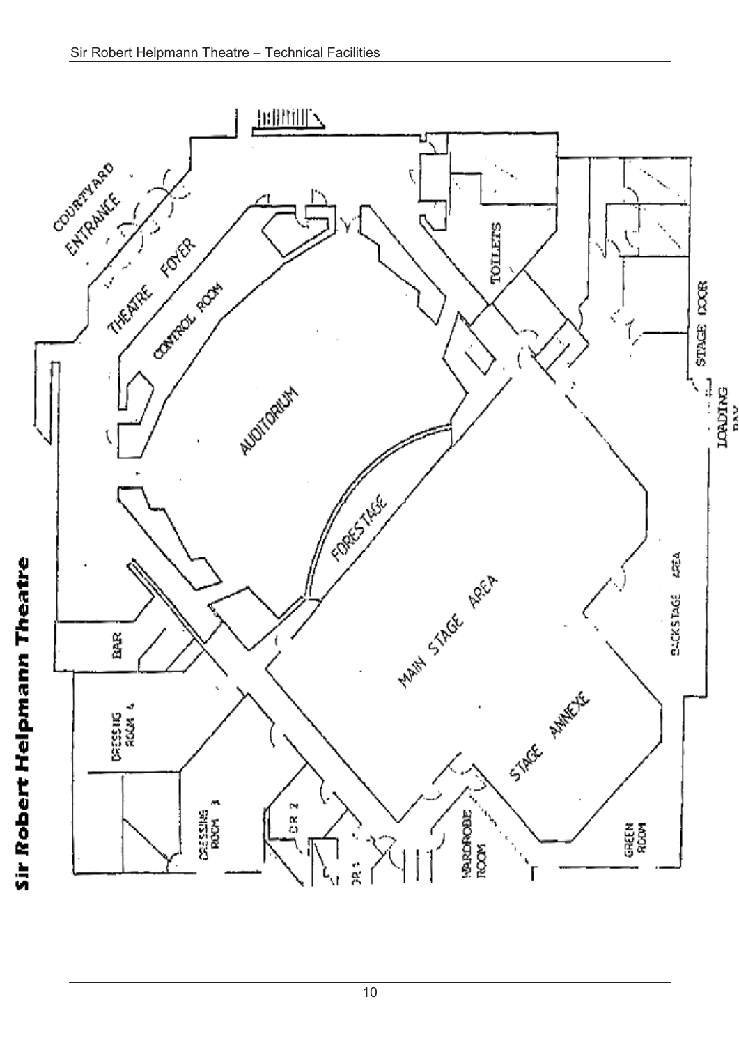# Sir Robert Helpmann Theatre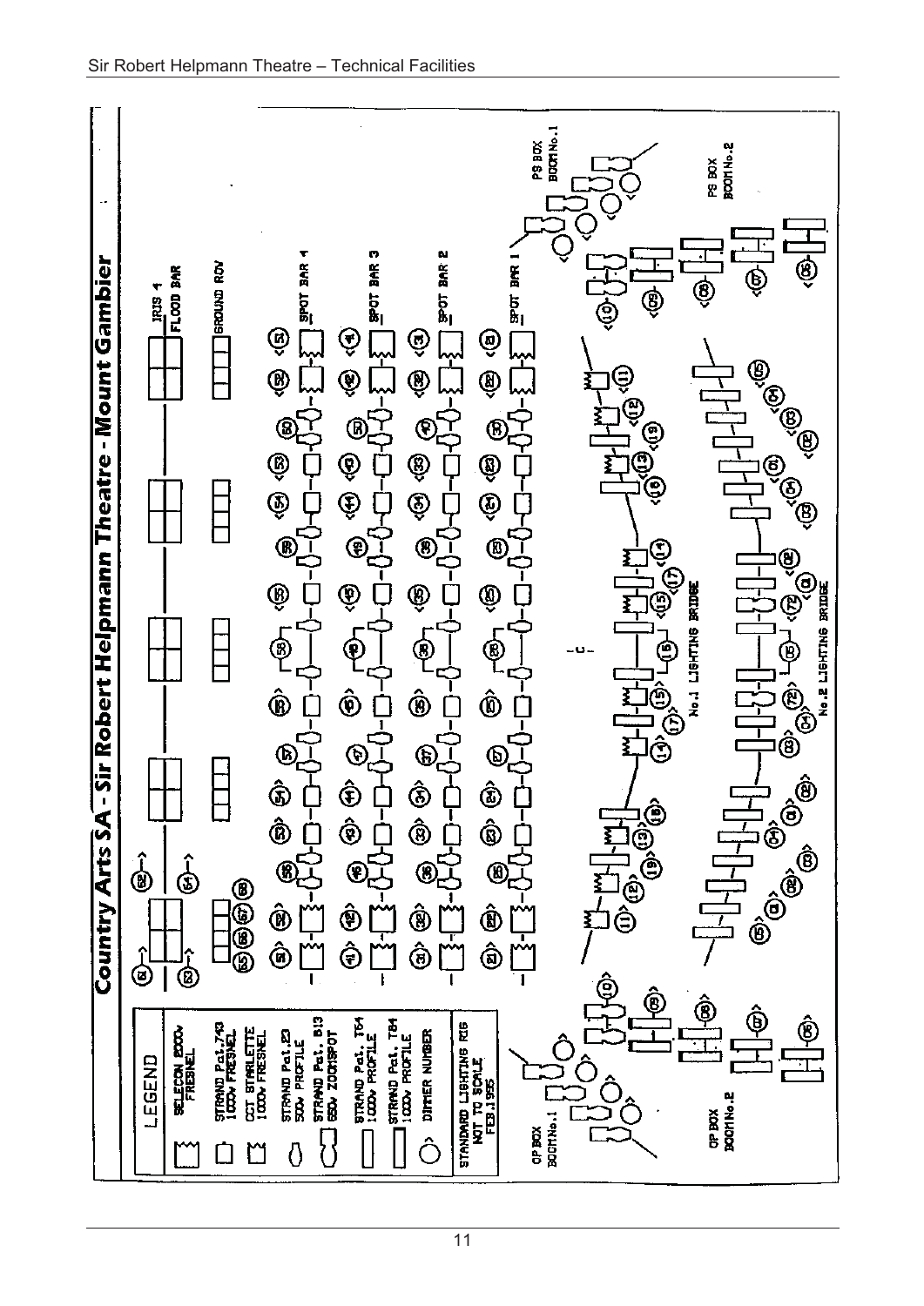# Country Arts SA - Sir Robert Helpmann Theatre - Mount Gambier

## LEGEND

- SELECON 2000w FRESNEL
- STRAND Pat.743 1000w FRESNEL
- CCT STARLETTE 1000w FRESNEL
- STRAND Pat.23 500w PROFILE
- STRAND Pat. 813 650w ZOOMSPOT
- STRAND Pat. T64 1000w PROFILE
- STRAND Pat. T84 1000w PROFILE
- DIMMER NUMBER

STANDARD LIGHTING RIG
NOT TO SCALE
FEB.1995

IRIS 4
FLOOD BAR

GROUND ROW

SPOT BAR 4

SPOT BAR 3

SPOT BAR 2

SPOT BAR 1

No.1 LIGHTING BRIDGE

No.2 LIGHTING BRIDGE

OP BOX BOOM No.1

OP BOX BOOM No.2

PS BOX BOOM No.1

PS BOX BOOM No.2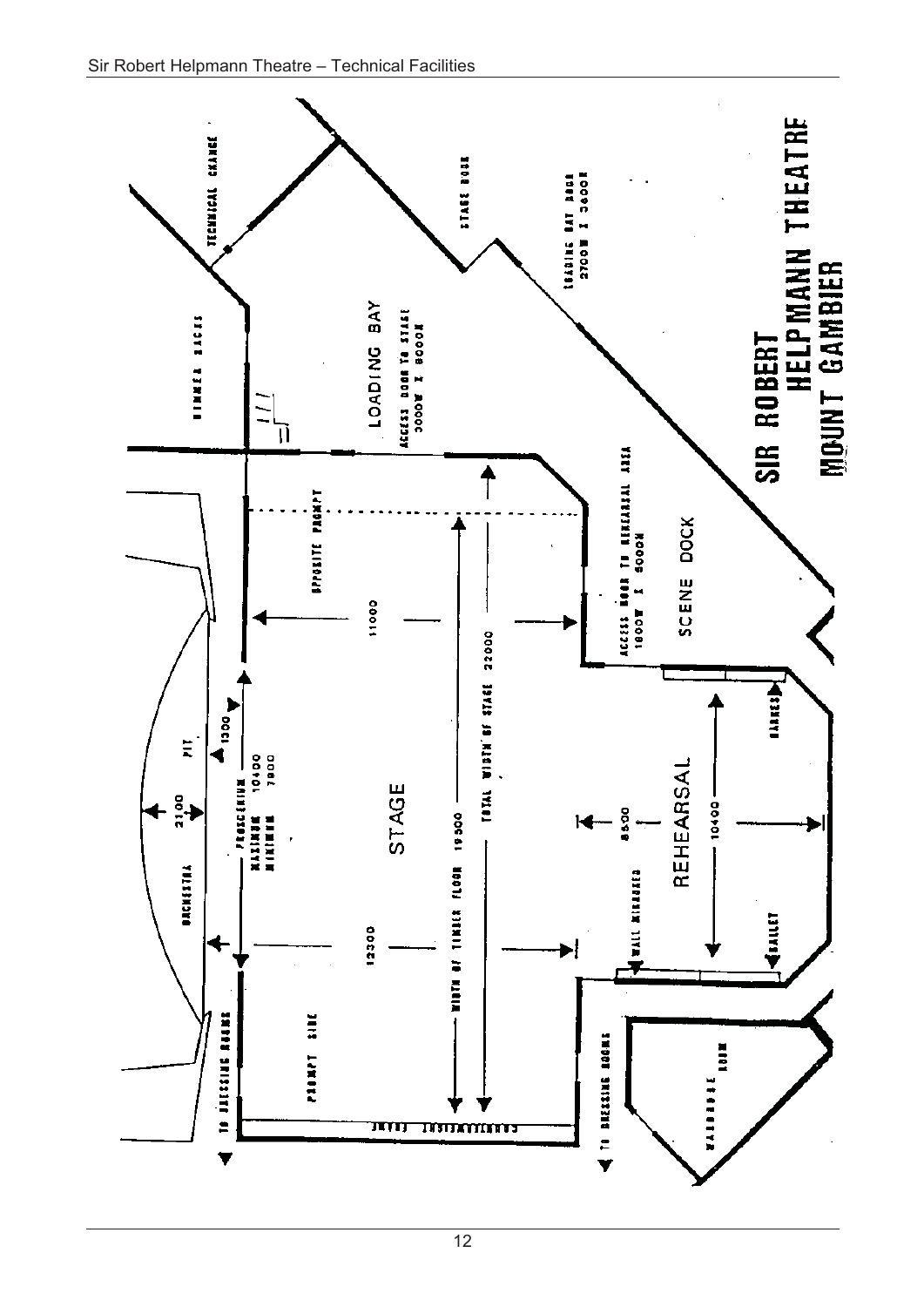# SIR ROBERT HELPMANN THEATRE MOUNT GAMBIER

TECHNICAL CHANGE

STAGE DOOR

LOADING BAY DOOR 2700W X 3600H

LOADING BAY

ACCESS DOOR TO STAGE 3000W X 8000H

WINNER BACKS

OPPOSITE PROMPT

11000

TOTAL WIDTH OF STAGE 22000

ACCESS DOOR TO REHEARSAL AREA 1800W X 5000H

SCENE DOCK

PIT

1300

PROSCENIUM MAXIMUM 10400 MINIMUM 7800

2100

ORCHESTRA

STAGE

WIDTH OF TIMBER FLOOR 19500

12300

8500

REHEARSAL

10400

BARRES

WALL MIRRORED

BALLET

PROMPT SIDE

TO DRESSING ROOMS

COUNTERWEIGHT FRAME

TO DRESSING ROOMS

WARDROBE ROOM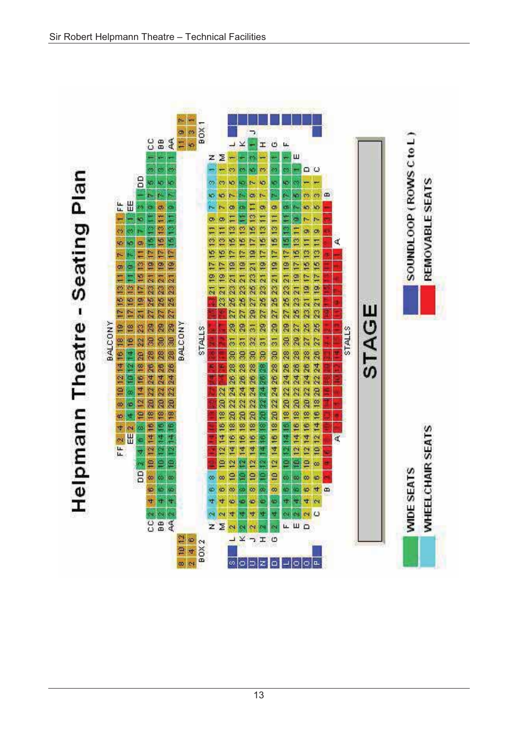# Helpmann Theatre - Seating Plan

BALCONY

STALLS

STAGE

BOX 1

BOX 2

WIDE SEATS

WHEELCHAIR SEATS

SOUNDLOOP ( ROWS C to L )

REMOVABLE SEATS